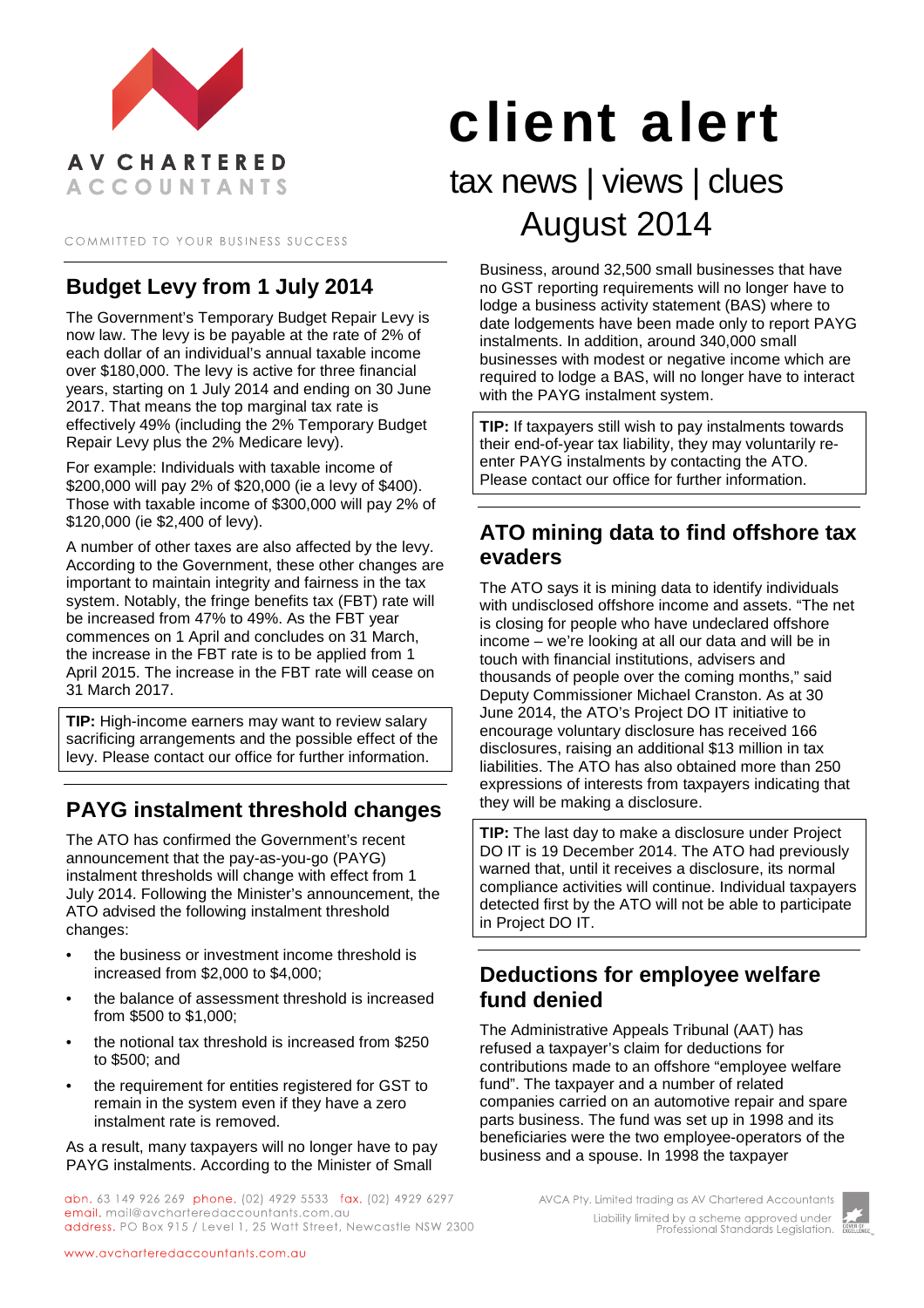AV CHARTERED ACCOUNTANTS

COMMITTED TO YOUR BUSINESS SUCCESS

# client alert

tax news | views | clues
August 2014

## Budget Levy from 1 July 2014

The Government's Temporary Budget Repair Levy is now law. The levy is be payable at the rate of 2% of each dollar of an individual's annual taxable income over $180,000. The levy is active for three financial years, starting on 1 July 2014 and ending on 30 June 2017. That means the top marginal tax rate is effectively 49% (including the 2% Temporary Budget Repair Levy plus the 2% Medicare levy).

For example: Individuals with taxable income of $200,000 will pay 2% of $20,000 (ie a levy of $400). Those with taxable income of $300,000 will pay 2% of $120,000 (ie $2,400 of levy).

A number of other taxes are also affected by the levy. According to the Government, these other changes are important to maintain integrity and fairness in the tax system. Notably, the fringe benefits tax (FBT) rate will be increased from 47% to 49%. As the FBT year commences on 1 April and concludes on 31 March, the increase in the FBT rate is to be applied from 1 April 2015. The increase in the FBT rate will cease on 31 March 2017.

**TIP:** High-income earners may want to review salary sacrificing arrangements and the possible effect of the levy. Please contact our office for further information.

## PAYG instalment threshold changes

The ATO has confirmed the Government's recent announcement that the pay-as-you-go (PAYG) instalment thresholds will change with effect from 1 July 2014. Following the Minister's announcement, the ATO advised the following instalment threshold changes:

- the business or investment income threshold is increased from $2,000 to $4,000;
- the balance of assessment threshold is increased from $500 to $1,000;
- the notional tax threshold is increased from $250 to $500; and
- the requirement for entities registered for GST to remain in the system even if they have a zero instalment rate is removed.

As a result, many taxpayers will no longer have to pay PAYG instalments. According to the Minister of Small Business, around 32,500 small businesses that have no GST reporting requirements will no longer have to lodge a business activity statement (BAS) where to date lodgements have been made only to report PAYG instalments. In addition, around 340,000 small businesses with modest or negative income which are required to lodge a BAS, will no longer have to interact with the PAYG instalment system.

**TIP:** If taxpayers still wish to pay instalments towards their end-of-year tax liability, they may voluntarily re-enter PAYG instalments by contacting the ATO. Please contact our office for further information.

## ATO mining data to find offshore tax evaders

The ATO says it is mining data to identify individuals with undisclosed offshore income and assets. "The net is closing for people who have undeclared offshore income – we're looking at all our data and will be in touch with financial institutions, advisers and thousands of people over the coming months," said Deputy Commissioner Michael Cranston. As at 30 June 2014, the ATO's Project DO IT initiative to encourage voluntary disclosure has received 166 disclosures, raising an additional $13 million in tax liabilities. The ATO has also obtained more than 250 expressions of interests from taxpayers indicating that they will be making a disclosure.

**TIP:** The last day to make a disclosure under Project DO IT is 19 December 2014. The ATO had previously warned that, until it receives a disclosure, its normal compliance activities will continue. Individual taxpayers detected first by the ATO will not be able to participate in Project DO IT.

## Deductions for employee welfare fund denied

The Administrative Appeals Tribunal (AAT) has refused a taxpayer's claim for deductions for contributions made to an offshore "employee welfare fund". The taxpayer and a number of related companies carried on an automotive repair and spare parts business. The fund was set up in 1998 and its beneficiaries were the two employee-operators of the business and a spouse. In 1998 the taxpayer

abn. 63 149 926 269 phone. (02) 4929 5533 fax. (02) 4929 6297
email. mail@avcharteredaccountants.com.au
address. PO Box 915 / Level 1, 25 Watt Street, Newcastle NSW 2300

AVCA Pty. Limited trading as AV Chartered Accountants
Liability limited by a scheme approved under Professional Standards Legislation.

www.avcharteredaccountants.com.au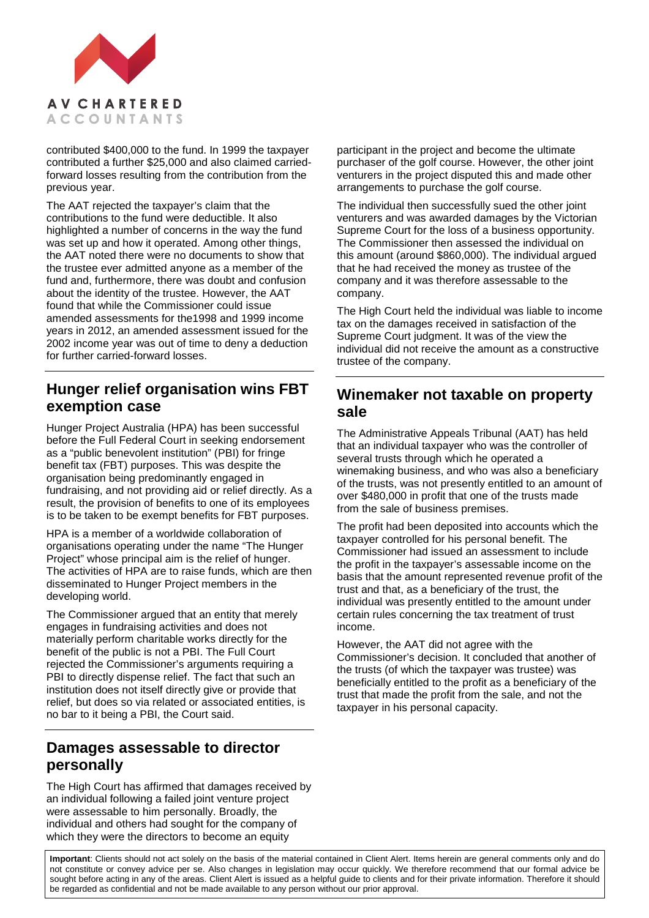contributed $400,000 to the fund. In 1999 the taxpayer contributed a further $25,000 and also claimed carried-forward losses resulting from the contribution from the previous year.

The AAT rejected the taxpayer's claim that the contributions to the fund were deductible. It also highlighted a number of concerns in the way the fund was set up and how it operated. Among other things, the AAT noted there were no documents to show that the trustee ever admitted anyone as a member of the fund and, furthermore, there was doubt and confusion about the identity of the trustee. However, the AAT found that while the Commissioner could issue amended assessments for the1998 and 1999 income years in 2012, an amended assessment issued for the 2002 income year was out of time to deny a deduction for further carried-forward losses.

## Hunger relief organisation wins FBT exemption case

Hunger Project Australia (HPA) has been successful before the Full Federal Court in seeking endorsement as a "public benevolent institution" (PBI) for fringe benefit tax (FBT) purposes. This was despite the organisation being predominantly engaged in fundraising, and not providing aid or relief directly. As a result, the provision of benefits to one of its employees is to be taken to be exempt benefits for FBT purposes.

HPA is a member of a worldwide collaboration of organisations operating under the name "The Hunger Project" whose principal aim is the relief of hunger. The activities of HPA are to raise funds, which are then disseminated to Hunger Project members in the developing world.

The Commissioner argued that an entity that merely engages in fundraising activities and does not materially perform charitable works directly for the benefit of the public is not a PBI. The Full Court rejected the Commissioner's arguments requiring a PBI to directly dispense relief. The fact that such an institution does not itself directly give or provide that relief, but does so via related or associated entities, is no bar to it being a PBI, the Court said.

## Damages assessable to director personally

The High Court has affirmed that damages received by an individual following a failed joint venture project were assessable to him personally. Broadly, the individual and others had sought for the company of which they were the directors to become an equity participant in the project and become the ultimate purchaser of the golf course. However, the other joint venturers in the project disputed this and made other arrangements to purchase the golf course.

The individual then successfully sued the other joint venturers and was awarded damages by the Victorian Supreme Court for the loss of a business opportunity. The Commissioner then assessed the individual on this amount (around $860,000). The individual argued that he had received the money as trustee of the company and it was therefore assessable to the company.

The High Court held the individual was liable to income tax on the damages received in satisfaction of the Supreme Court judgment. It was of the view the individual did not receive the amount as a constructive trustee of the company.

## Winemaker not taxable on property sale

The Administrative Appeals Tribunal (AAT) has held that an individual taxpayer who was the controller of several trusts through which he operated a winemaking business, and who was also a beneficiary of the trusts, was not presently entitled to an amount of over $480,000 in profit that one of the trusts made from the sale of business premises.

The profit had been deposited into accounts which the taxpayer controlled for his personal benefit. The Commissioner had issued an assessment to include the profit in the taxpayer's assessable income on the basis that the amount represented revenue profit of the trust and that, as a beneficiary of the trust, the individual was presently entitled to the amount under certain rules concerning the tax treatment of trust income.

However, the AAT did not agree with the Commissioner's decision. It concluded that another of the trusts (of which the taxpayer was trustee) was beneficially entitled to the profit as a beneficiary of the trust that made the profit from the sale, and not the taxpayer in his personal capacity.

**Important**: Clients should not act solely on the basis of the material contained in Client Alert. Items herein are general comments only and do not constitute or convey advice per se. Also changes in legislation may occur quickly. We therefore recommend that our formal advice be sought before acting in any of the areas. Client Alert is issued as a helpful guide to clients and for their private information. Therefore it should be regarded as confidential and not be made available to any person without our prior approval.